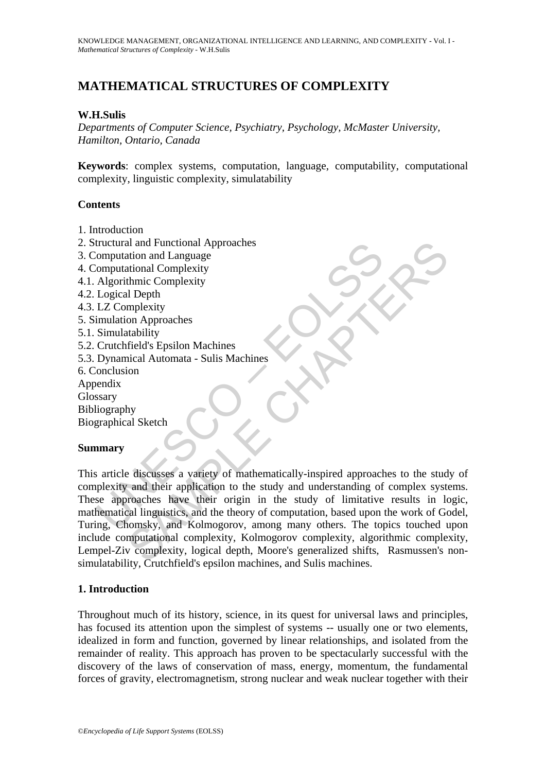# MATHEMATICAL STRUCTURES OF COMPLEXITY

**W.H.Sulis**

*Departments of Computer Science, Psychiatry, Psychology, McMaster University, Hamilton, Ontario, Canada*

**Keywords**: complex systems, computation, language, computability, computational complexity, linguistic complexity, simulatability

## Contents

1. Introduction
2. Structural and Functional Approaches
3. Computation and Language
4. Computational Complexity
4.1. Algorithmic Complexity
4.2. Logical Depth
4.3. LZ Complexity
5. Simulation Approaches
5.1. Simulatability
5.2. Crutchfield's Epsilon Machines
5.3. Dynamical Automata - Sulis Machines
6. Conclusion

Appendix
Glossary
Bibliography
Biographical Sketch

## Summary

This article discusses a variety of mathematically-inspired approaches to the study of complexity and their application to the study and understanding of complex systems. These approaches have their origin in the study of limitative results in logic, mathematical linguistics, and the theory of computation, based upon the work of Godel, Turing, Chomsky, and Kolmogorov, among many others. The topics touched upon include computational complexity, Kolmogorov complexity, algorithmic complexity, Lempel-Ziv complexity, logical depth, Moore's generalized shifts, Rasmussen's non-simulatability, Crutchfield's epsilon machines, and Sulis machines.

## 1. Introduction

Throughout much of its history, science, in its quest for universal laws and principles, has focused its attention upon the simplest of systems -- usually one or two elements, idealized in form and function, governed by linear relationships, and isolated from the remainder of reality. This approach has proven to be spectacularly successful with the discovery of the laws of conservation of mass, energy, momentum, the fundamental forces of gravity, electromagnetism, strong nuclear and weak nuclear together with their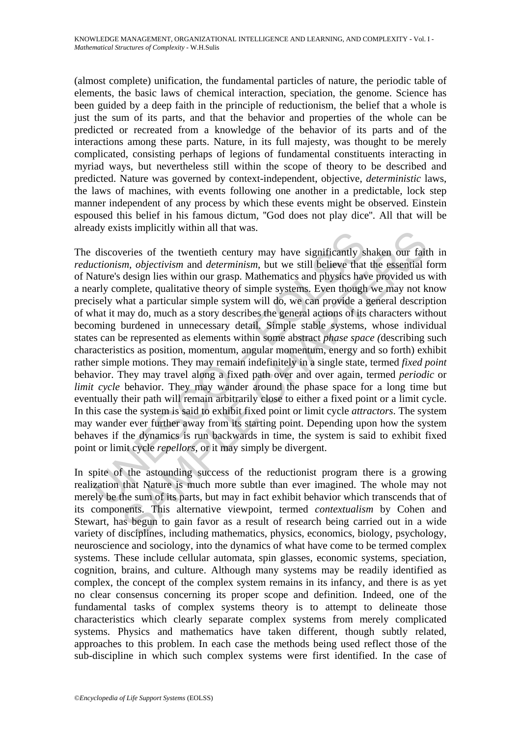(almost complete) unification, the fundamental particles of nature, the periodic table of elements, the basic laws of chemical interaction, speciation, the genome. Science has been guided by a deep faith in the principle of reductionism, the belief that a whole is just the sum of its parts, and that the behavior and properties of the whole can be predicted or recreated from a knowledge of the behavior of its parts and of the interactions among these parts. Nature, in its full majesty, was thought to be merely complicated, consisting perhaps of legions of fundamental constituents interacting in myriad ways, but nevertheless still within the scope of theory to be described and predicted. Nature was governed by context-independent, objective, *deterministic* laws, the laws of machines, with events following one another in a predictable, lock step manner independent of any process by which these events might be observed. Einstein espoused this belief in his famous dictum, "God does not play dice". All that will be already exists implicitly within all that was.

The discoveries of the twentieth century may have significantly shaken our faith in *reductionism*, *objectivism* and *determinism*, but we still believe that the essential form of Nature's design lies within our grasp. Mathematics and physics have provided us with a nearly complete, qualitative theory of simple systems. Even though we may not know precisely what a particular simple system will do, we can provide a general description of what it may do, much as a story describes the general actions of its characters without becoming burdened in unnecessary detail. Simple stable systems, whose individual states can be represented as elements within some abstract *phase space (*describing such characteristics as position, momentum, angular momentum, energy and so forth) exhibit rather simple motions. They may remain indefinitely in a single state, termed *fixed point* behavior. They may travel along a fixed path over and over again, termed *periodic* or *limit cycle* behavior. They may wander around the phase space for a long time but eventually their path will remain arbitrarily close to either a fixed point or a limit cycle. In this case the system is said to exhibit fixed point or limit cycle *attractors*. The system may wander ever further away from its starting point. Depending upon how the system behaves if the dynamics is run backwards in time, the system is said to exhibit fixed point or limit cycle *repellors*, or it may simply be divergent.

In spite of the astounding success of the reductionist program there is a growing realization that Nature is much more subtle than ever imagined. The whole may not merely be the sum of its parts, but may in fact exhibit behavior which transcends that of its components. This alternative viewpoint, termed *contextualism* by Cohen and Stewart, has begun to gain favor as a result of research being carried out in a wide variety of disciplines, including mathematics, physics, economics, biology, psychology, neuroscience and sociology, into the dynamics of what have come to be termed complex systems. These include cellular automata, spin glasses, economic systems, speciation, cognition, brains, and culture. Although many systems may be readily identified as complex, the concept of the complex system remains in its infancy, and there is as yet no clear consensus concerning its proper scope and definition. Indeed, one of the fundamental tasks of complex systems theory is to attempt to delineate those characteristics which clearly separate complex systems from merely complicated systems. Physics and mathematics have taken different, though subtly related, approaches to this problem. In each case the methods being used reflect those of the sub-discipline in which such complex systems were first identified. In the case of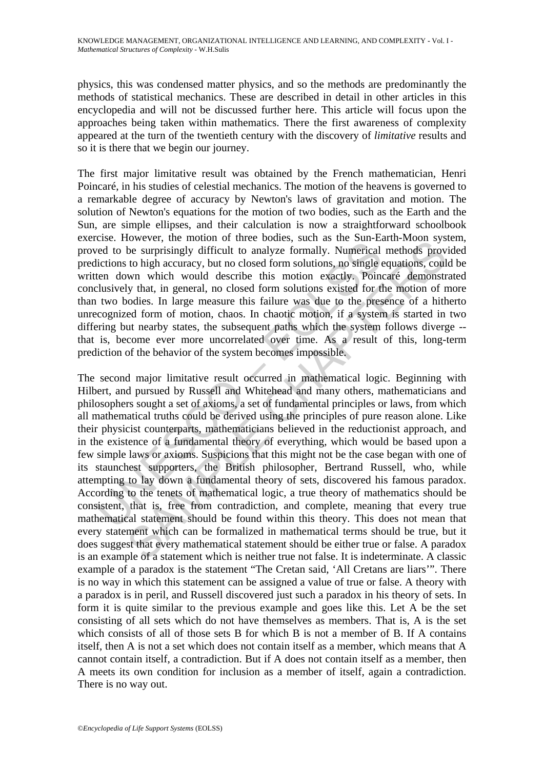physics, this was condensed matter physics, and so the methods are predominantly the methods of statistical mechanics. These are described in detail in other articles in this encyclopedia and will not be discussed further here. This article will focus upon the approaches being taken within mathematics. There the first awareness of complexity appeared at the turn of the twentieth century with the discovery of *limitative* results and so it is there that we begin our journey.

The first major limitative result was obtained by the French mathematician, Henri Poincaré, in his studies of celestial mechanics. The motion of the heavens is governed to a remarkable degree of accuracy by Newton's laws of gravitation and motion. The solution of Newton's equations for the motion of two bodies, such as the Earth and the Sun, are simple ellipses, and their calculation is now a straightforward schoolbook exercise. However, the motion of three bodies, such as the Sun-Earth-Moon system, proved to be surprisingly difficult to analyze formally. Numerical methods provided predictions to high accuracy, but no closed form solutions, no single equations, could be written down which would describe this motion exactly. Poincaré demonstrated conclusively that, in general, no closed form solutions existed for the motion of more than two bodies. In large measure this failure was due to the presence of a hitherto unrecognized form of motion, chaos. In chaotic motion, if a system is started in two differing but nearby states, the subsequent paths which the system follows diverge -- that is, become ever more uncorrelated over time. As a result of this, long-term prediction of the behavior of the system becomes impossible.

The second major limitative result occurred in mathematical logic. Beginning with Hilbert, and pursued by Russell and Whitehead and many others, mathematicians and philosophers sought a set of axioms, a set of fundamental principles or laws, from which all mathematical truths could be derived using the principles of pure reason alone. Like their physicist counterparts, mathematicians believed in the reductionist approach, and in the existence of a fundamental theory of everything, which would be based upon a few simple laws or axioms. Suspicions that this might not be the case began with one of its staunchest supporters, the British philosopher, Bertrand Russell, who, while attempting to lay down a fundamental theory of sets, discovered his famous paradox. According to the tenets of mathematical logic, a true theory of mathematics should be consistent, that is, free from contradiction, and complete, meaning that every true mathematical statement should be found within this theory. This does not mean that every statement which can be formalized in mathematical terms should be true, but it does suggest that every mathematical statement should be either true or false. A paradox is an example of a statement which is neither true not false. It is indeterminate. A classic example of a paradox is the statement "The Cretan said, 'All Cretans are liars'". There is no way in which this statement can be assigned a value of true or false. A theory with a paradox is in peril, and Russell discovered just such a paradox in his theory of sets. In form it is quite similar to the previous example and goes like this. Let A be the set consisting of all sets which do not have themselves as members. That is, A is the set which consists of all of those sets B for which B is not a member of B. If A contains itself, then A is not a set which does not contain itself as a member, which means that A cannot contain itself, a contradiction. But if A does not contain itself as a member, then A meets its own condition for inclusion as a member of itself, again a contradiction. There is no way out.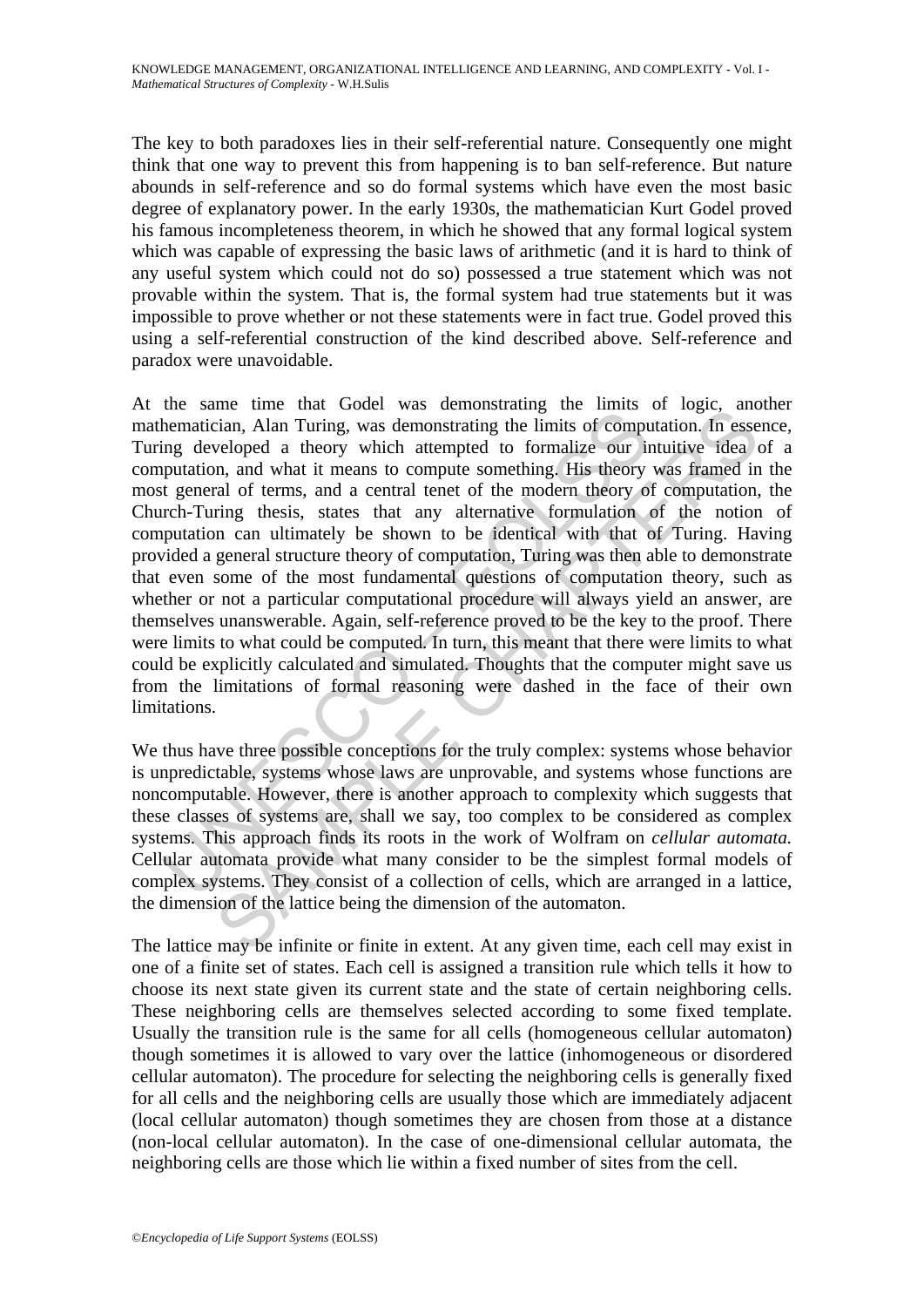The key to both paradoxes lies in their self-referential nature. Consequently one might think that one way to prevent this from happening is to ban self-reference. But nature abounds in self-reference and so do formal systems which have even the most basic degree of explanatory power. In the early 1930s, the mathematician Kurt Godel proved his famous incompleteness theorem, in which he showed that any formal logical system which was capable of expressing the basic laws of arithmetic (and it is hard to think of any useful system which could not do so) possessed a true statement which was not provable within the system. That is, the formal system had true statements but it was impossible to prove whether or not these statements were in fact true. Godel proved this using a self-referential construction of the kind described above. Self-reference and paradox were unavoidable.

At the same time that Godel was demonstrating the limits of logic, another mathematician, Alan Turing, was demonstrating the limits of computation. In essence, Turing developed a theory which attempted to formalize our intuitive idea of a computation, and what it means to compute something. His theory was framed in the most general of terms, and a central tenet of the modern theory of computation, the Church-Turing thesis, states that any alternative formulation of the notion of computation can ultimately be shown to be identical with that of Turing. Having provided a general structure theory of computation, Turing was then able to demonstrate that even some of the most fundamental questions of computation theory, such as whether or not a particular computational procedure will always yield an answer, are themselves unanswerable. Again, self-reference proved to be the key to the proof. There were limits to what could be computed. In turn, this meant that there were limits to what could be explicitly calculated and simulated. Thoughts that the computer might save us from the limitations of formal reasoning were dashed in the face of their own limitations.

We thus have three possible conceptions for the truly complex: systems whose behavior is unpredictable, systems whose laws are unprovable, and systems whose functions are noncomputable. However, there is another approach to complexity which suggests that these classes of systems are, shall we say, too complex to be considered as complex systems. This approach finds its roots in the work of Wolfram on *cellular automata.* Cellular automata provide what many consider to be the simplest formal models of complex systems. They consist of a collection of cells, which are arranged in a lattice, the dimension of the lattice being the dimension of the automaton.

The lattice may be infinite or finite in extent. At any given time, each cell may exist in one of a finite set of states. Each cell is assigned a transition rule which tells it how to choose its next state given its current state and the state of certain neighboring cells. These neighboring cells are themselves selected according to some fixed template. Usually the transition rule is the same for all cells (homogeneous cellular automaton) though sometimes it is allowed to vary over the lattice (inhomogeneous or disordered cellular automaton). The procedure for selecting the neighboring cells is generally fixed for all cells and the neighboring cells are usually those which are immediately adjacent (local cellular automaton) though sometimes they are chosen from those at a distance (non-local cellular automaton). In the case of one-dimensional cellular automata, the neighboring cells are those which lie within a fixed number of sites from the cell.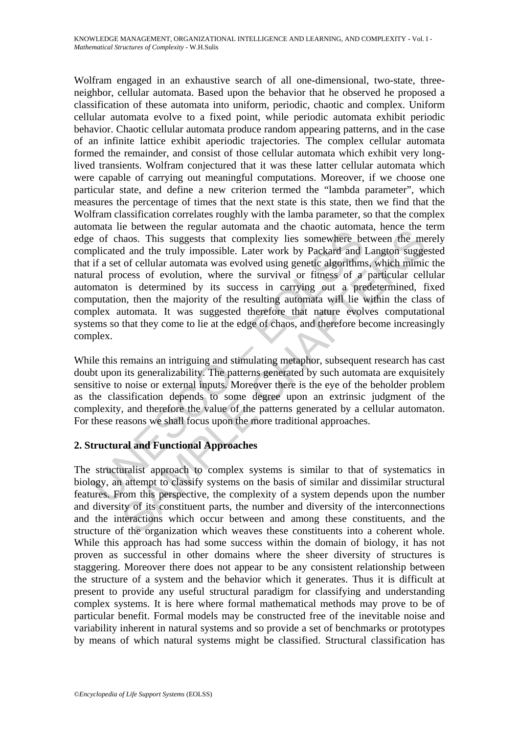Wolfram engaged in an exhaustive search of all one-dimensional, two-state, three-neighbor, cellular automata. Based upon the behavior that he observed he proposed a classification of these automata into uniform, periodic, chaotic and complex. Uniform cellular automata evolve to a fixed point, while periodic automata exhibit periodic behavior. Chaotic cellular automata produce random appearing patterns, and in the case of an infinite lattice exhibit aperiodic trajectories. The complex cellular automata formed the remainder, and consist of those cellular automata which exhibit very long-lived transients. Wolfram conjectured that it was these latter cellular automata which were capable of carrying out meaningful computations. Moreover, if we choose one particular state, and define a new criterion termed the "lambda parameter", which measures the percentage of times that the next state is this state, then we find that the Wolfram classification correlates roughly with the lamba parameter, so that the complex automata lie between the regular automata and the chaotic automata, hence the term edge of chaos. This suggests that complexity lies somewhere between the merely complicated and the truly impossible. Later work by Packard and Langton suggested that if a set of cellular automata was evolved using genetic algorithms, which mimic the natural process of evolution, where the survival or fitness of a particular cellular automaton is determined by its success in carrying out a predetermined, fixed computation, then the majority of the resulting automata will lie within the class of complex automata. It was suggested therefore that nature evolves computational systems so that they come to lie at the edge of chaos, and therefore become increasingly complex.

While this remains an intriguing and stimulating metaphor, subsequent research has cast doubt upon its generalizability. The patterns generated by such automata are exquisitely sensitive to noise or external inputs. Moreover there is the eye of the beholder problem as the classification depends to some degree upon an extrinsic judgment of the complexity, and therefore the value of the patterns generated by a cellular automaton. For these reasons we shall focus upon the more traditional approaches.

## 2. Structural and Functional Approaches

The structuralist approach to complex systems is similar to that of systematics in biology, an attempt to classify systems on the basis of similar and dissimilar structural features. From this perspective, the complexity of a system depends upon the number and diversity of its constituent parts, the number and diversity of the interconnections and the interactions which occur between and among these constituents, and the structure of the organization which weaves these constituents into a coherent whole. While this approach has had some success within the domain of biology, it has not proven as successful in other domains where the sheer diversity of structures is staggering. Moreover there does not appear to be any consistent relationship between the structure of a system and the behavior which it generates. Thus it is difficult at present to provide any useful structural paradigm for classifying and understanding complex systems. It is here where formal mathematical methods may prove to be of particular benefit. Formal models may be constructed free of the inevitable noise and variability inherent in natural systems and so provide a set of benchmarks or prototypes by means of which natural systems might be classified. Structural classification has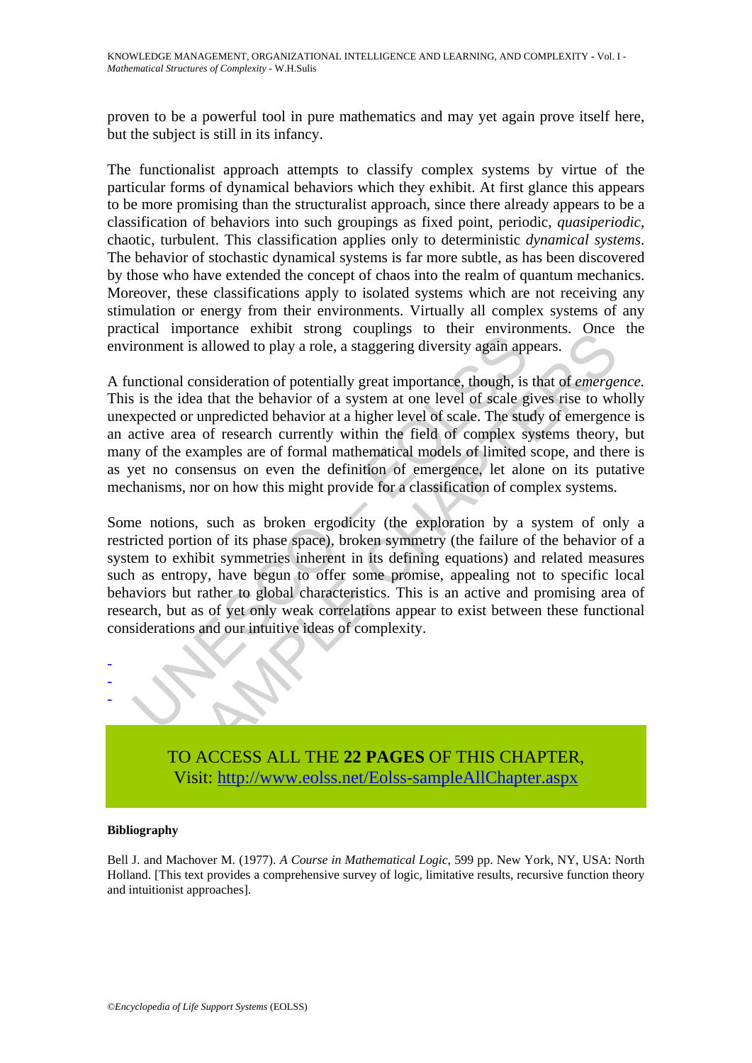proven to be a powerful tool in pure mathematics and may yet again prove itself here, but the subject is still in its infancy.

The functionalist approach attempts to classify complex systems by virtue of the particular forms of dynamical behaviors which they exhibit. At first glance this appears to be more promising than the structuralist approach, since there already appears to be a classification of behaviors into such groupings as fixed point, periodic, *quasiperiodic*, chaotic, turbulent. This classification applies only to deterministic *dynamical systems*. The behavior of stochastic dynamical systems is far more subtle, as has been discovered by those who have extended the concept of chaos into the realm of quantum mechanics. Moreover, these classifications apply to isolated systems which are not receiving any stimulation or energy from their environments. Virtually all complex systems of any practical importance exhibit strong couplings to their environments. Once the environment is allowed to play a role, a staggering diversity again appears.

A functional consideration of potentially great importance, though, is that of *emergence*. This is the idea that the behavior of a system at one level of scale gives rise to wholly unexpected or unpredicted behavior at a higher level of scale. The study of emergence is an active area of research currently within the field of complex systems theory, but many of the examples are of formal mathematical models of limited scope, and there is as yet no consensus on even the definition of emergence, let alone on its putative mechanisms, nor on how this might provide for a classification of complex systems.

Some notions, such as broken ergodicity (the exploration by a system of only a restricted portion of its phase space), broken symmetry (the failure of the behavior of a system to exhibit symmetries inherent in its defining equations) and related measures such as entropy, have begun to offer some promise, appealing not to specific local behaviors but rather to global characteristics. This is an active and promising area of research, but as of yet only weak correlations appear to exist between these functional considerations and our intuitive ideas of complexity.

-
-
-

TO ACCESS ALL THE **22 PAGES** OF THIS CHAPTER,
Visit: http://www.eolss.net/Eolss-sampleAllChapter.aspx

**Bibliography**

Bell J. and Machover M. (1977). *A Course in Mathematical Logic*, 599 pp. New York, NY, USA: North Holland. [This text provides a comprehensive survey of logic, limitative results, recursive function theory and intuitionist approaches].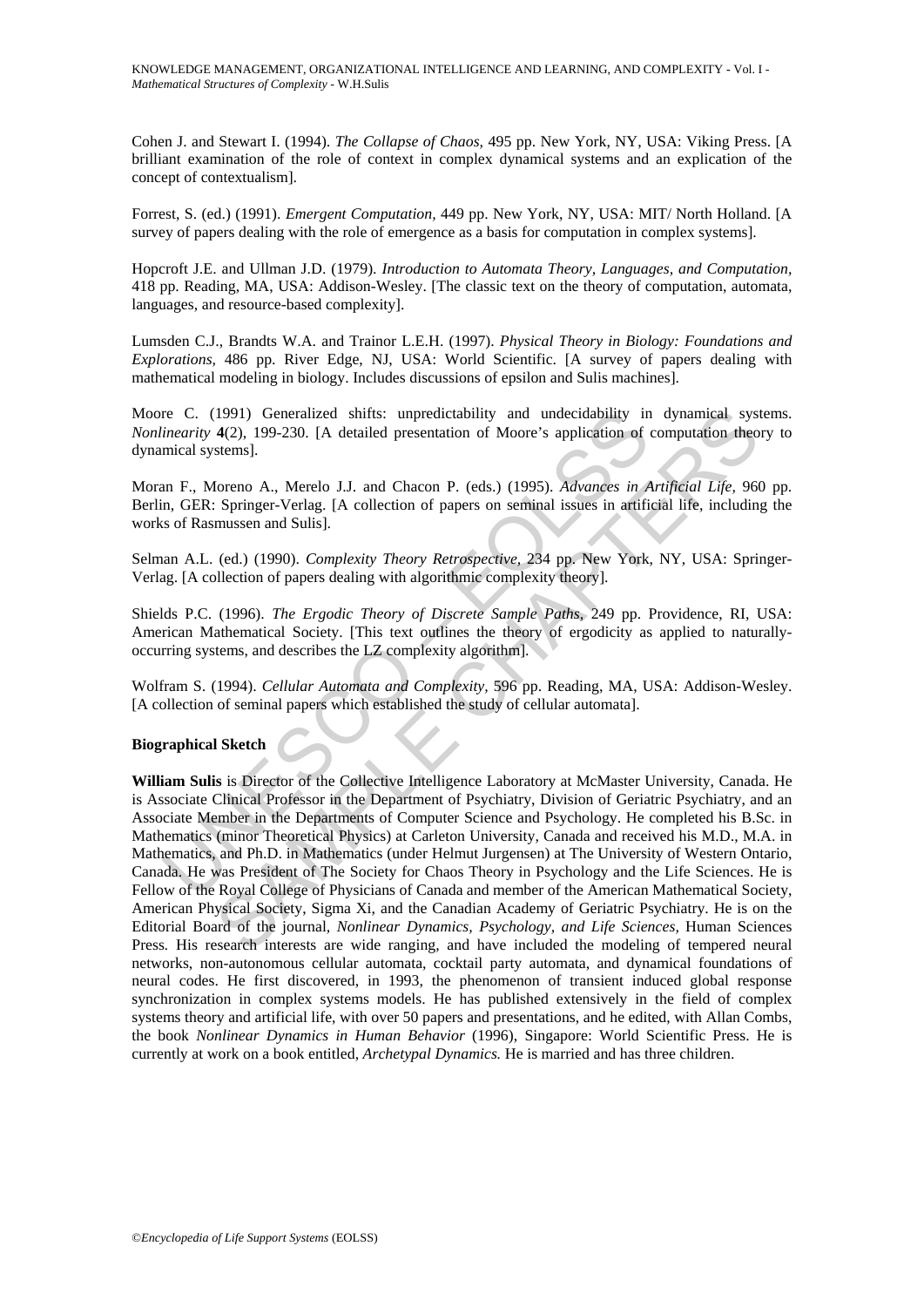Cohen J. and Stewart I. (1994). *The Collapse of Chaos*, 495 pp. New York, NY, USA: Viking Press. [A brilliant examination of the role of context in complex dynamical systems and an explication of the concept of contextualism].

Forrest, S. (ed.) (1991). *Emergent Computation*, 449 pp. New York, NY, USA: MIT/ North Holland. [A survey of papers dealing with the role of emergence as a basis for computation in complex systems].

Hopcroft J.E. and Ullman J.D. (1979). *Introduction to Automata Theory, Languages, and Computation*, 418 pp. Reading, MA, USA: Addison-Wesley. [The classic text on the theory of computation, automata, languages, and resource-based complexity].

Lumsden C.J., Brandts W.A. and Trainor L.E.H. (1997). *Physical Theory in Biology: Foundations and Explorations*, 486 pp. River Edge, NJ, USA: World Scientific. [A survey of papers dealing with mathematical modeling in biology. Includes discussions of epsilon and Sulis machines].

Moore C. (1991) Generalized shifts: unpredictability and undecidability in dynamical systems. *Nonlinearity* **4**(2), 199-230. [A detailed presentation of Moore's application of computation theory to dynamical systems].

Moran F., Moreno A., Merelo J.J. and Chacon P. (eds.) (1995). *Advances in Artificial Life*, 960 pp. Berlin, GER: Springer-Verlag. [A collection of papers on seminal issues in artificial life, including the works of Rasmussen and Sulis].

Selman A.L. (ed.) (1990). *Complexity Theory Retrospective*, 234 pp. New York, NY, USA: Springer-Verlag. [A collection of papers dealing with algorithmic complexity theory].

Shields P.C. (1996). *The Ergodic Theory of Discrete Sample Paths*, 249 pp. Providence, RI, USA: American Mathematical Society. [This text outlines the theory of ergodicity as applied to naturally-occurring systems, and describes the LZ complexity algorithm].

Wolfram S. (1994). *Cellular Automata and Complexity*, 596 pp. Reading, MA, USA: Addison-Wesley. [A collection of seminal papers which established the study of cellular automata].

**Biographical Sketch**

**William Sulis** is Director of the Collective Intelligence Laboratory at McMaster University, Canada. He is Associate Clinical Professor in the Department of Psychiatry, Division of Geriatric Psychiatry, and an Associate Member in the Departments of Computer Science and Psychology. He completed his B.Sc. in Mathematics (minor Theoretical Physics) at Carleton University, Canada and received his M.D., M.A. in Mathematics, and Ph.D. in Mathematics (under Helmut Jurgensen) at The University of Western Ontario, Canada. He was President of The Society for Chaos Theory in Psychology and the Life Sciences. He is Fellow of the Royal College of Physicians of Canada and member of the American Mathematical Society, American Physical Society, Sigma Xi, and the Canadian Academy of Geriatric Psychiatry. He is on the Editorial Board of the journal, *Nonlinear Dynamics, Psychology, and Life Sciences*, Human Sciences Press. His research interests are wide ranging, and have included the modeling of tempered neural networks, non-autonomous cellular automata, cocktail party automata, and dynamical foundations of neural codes. He first discovered, in 1993, the phenomenon of transient induced global response synchronization in complex systems models. He has published extensively in the field of complex systems theory and artificial life, with over 50 papers and presentations, and he edited, with Allan Combs, the book *Nonlinear Dynamics in Human Behavior* (1996), Singapore: World Scientific Press. He is currently at work on a book entitled, *Archetypal Dynamics*. He is married and has three children.